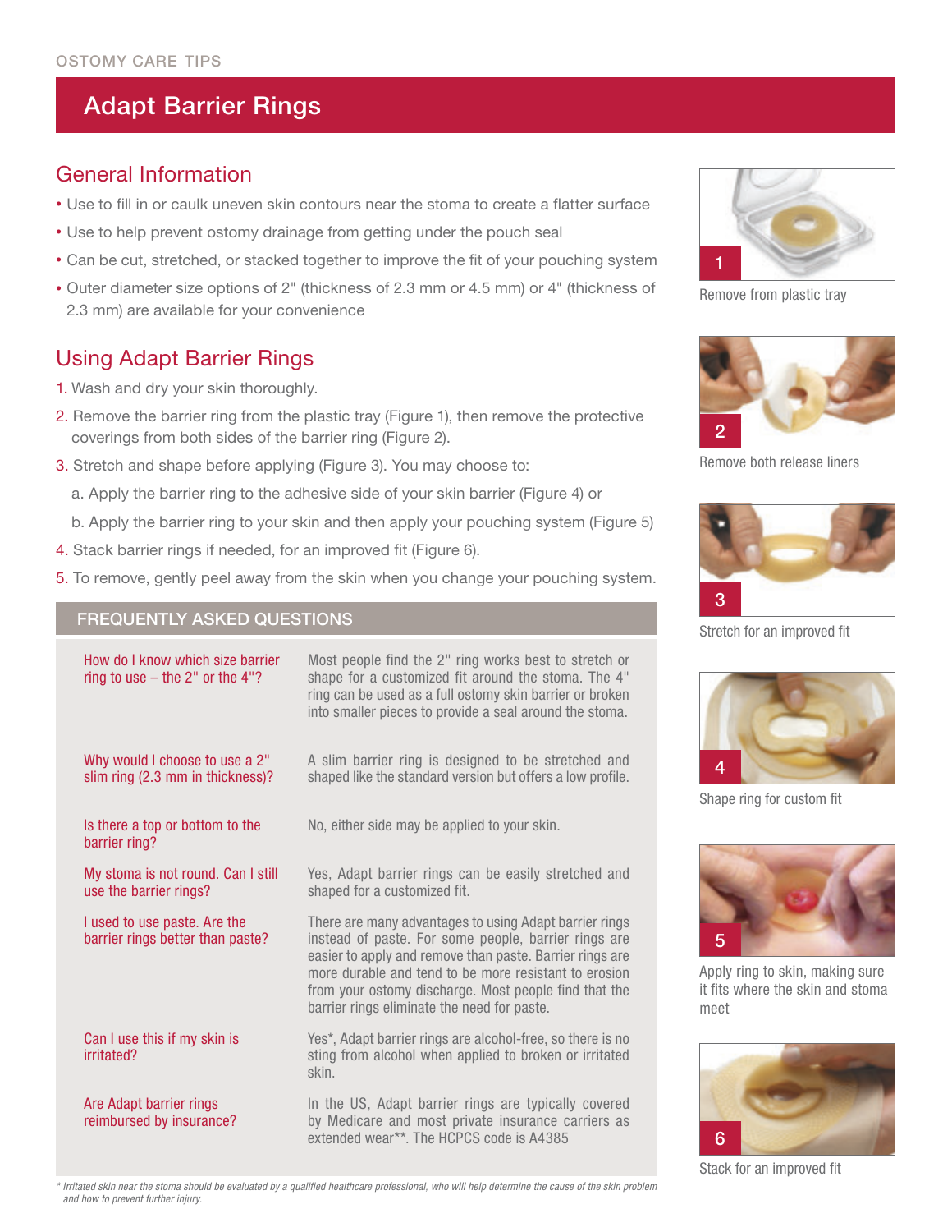OSTOMY CARE TIPS

# Adapt Barrier Rings

## General Information

- Use to fill in or caulk uneven skin contours near the stoma to create a flatter surface
- Use to help prevent ostomy drainage from getting under the pouch seal
- Can be cut, stretched, or stacked together to improve the fit of your pouching system
- Outer diameter size options of 2" (thickness of 2.3 mm or 4.5 mm) or 4" (thickness of 2.3 mm) are available for your convenience

## Using Adapt Barrier Rings

1. Wash and dry your skin thoroughly.
2. Remove the barrier ring from the plastic tray (Figure 1), then remove the protective coverings from both sides of the barrier ring (Figure 2).
3. Stretch and shape before applying (Figure 3). You may choose to:
   a. Apply the barrier ring to the adhesive side of your skin barrier (Figure 4) or
   b. Apply the barrier ring to your skin and then apply your pouching system (Figure 5)
4. Stack barrier rings if needed, for an improved fit (Figure 6).
5. To remove, gently peel away from the skin when you change your pouching system.

## FREQUENTLY ASKED QUESTIONS

| Question | Answer |
| --- | --- |
| How do I know which size barrier ring to use – the 2" or the 4"? | Most people find the 2" ring works best to stretch or shape for a customized fit around the stoma. The 4" ring can be used as a full ostomy skin barrier or broken into smaller pieces to provide a seal around the stoma. |
| Why would I choose to use a 2" slim ring (2.3 mm in thickness)? | A slim barrier ring is designed to be stretched and shaped like the standard version but offers a low profile. |
| Is there a top or bottom to the barrier ring? | No, either side may be applied to your skin. |
| My stoma is not round. Can I still use the barrier rings? | Yes, Adapt barrier rings can be easily stretched and shaped for a customized fit. |
| I used to use paste. Are the barrier rings better than paste? | There are many advantages to using Adapt barrier rings instead of paste. For some people, barrier rings are easier to apply and remove than paste. Barrier rings are more durable and tend to be more resistant to erosion from your ostomy discharge. Most people find that the barrier rings eliminate the need for paste. |
| Can I use this if my skin is irritated? | Yes*, Adapt barrier rings are alcohol-free, so there is no sting from alcohol when applied to broken or irritated skin. |
| Are Adapt barrier rings reimbursed by insurance? | In the US, Adapt barrier rings are typically covered by Medicare and most private insurance carriers as extended wear**. The HCPCS code is A4385 |

*\* Irritated skin near the stoma should be evaluated by a qualified healthcare professional, who will help determine the cause of the skin problem and how to prevent further injury.*

1 Remove from plastic tray

2 Remove both release liners

3 Stretch for an improved fit

4 Shape ring for custom fit

5 Apply ring to skin, making sure it fits where the skin and stoma meet

6 Stack for an improved fit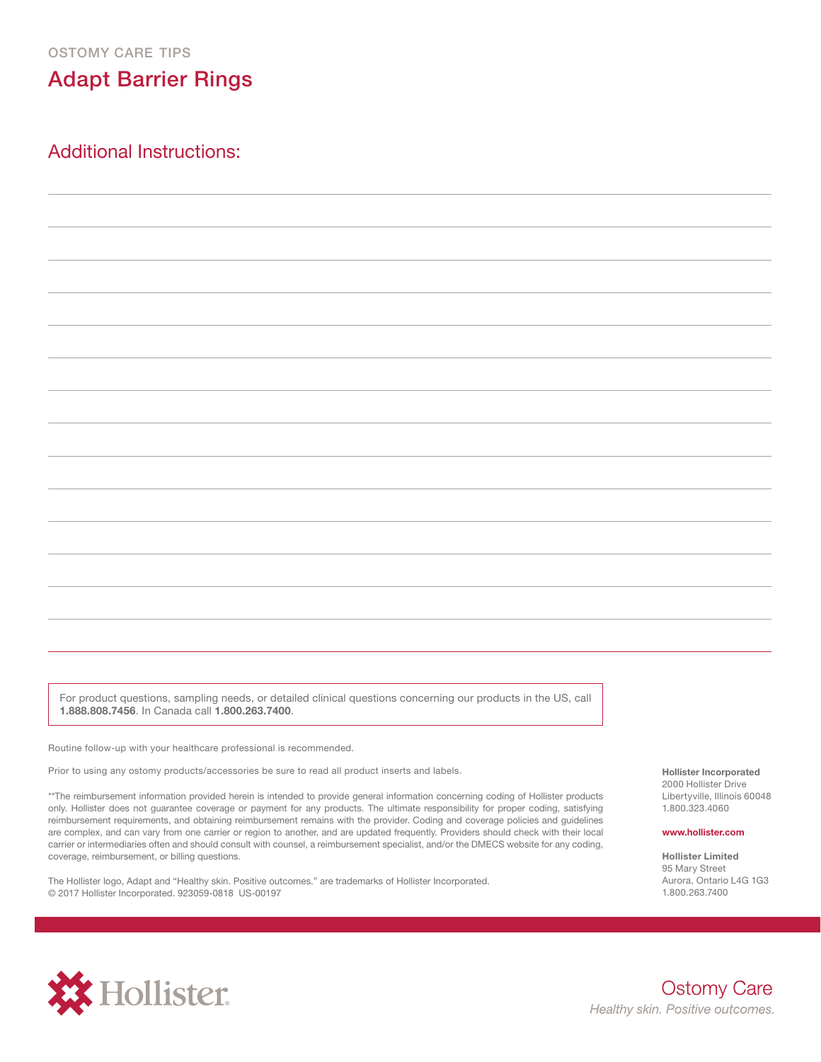OSTOMY CARE TIPS

# Adapt Barrier Rings

## Additional Instructions:

For product questions, sampling needs, or detailed clinical questions concerning our products in the US, call **1.888.808.7456**. In Canada call **1.800.263.7400**.

Routine follow-up with your healthcare professional is recommended.

Prior to using any ostomy products/accessories be sure to read all product inserts and labels.

**The reimbursement information provided herein is intended to provide general information concerning coding of Hollister products only. Hollister does not guarantee coverage or payment for any products. The ultimate responsibility for proper coding, satisfying reimbursement requirements, and obtaining reimbursement remains with the provider. Coding and coverage policies and guidelines are complex, and can vary from one carrier or region to another, and are updated frequently. Providers should check with their local carrier or intermediaries often and should consult with counsel, a reimbursement specialist, and/or the DMECS website for any coding, coverage, reimbursement, or billing questions.

The Hollister logo, Adapt and "Healthy skin. Positive outcomes." are trademarks of Hollister Incorporated.
© 2017 Hollister Incorporated. 923059-0818 US-00197

**Hollister Incorporated**
2000 Hollister Drive
Libertyville, Illinois 60048
1.800.323.4060

**www.hollister.com**

**Hollister Limited**
95 Mary Street
Aurora, Ontario L4G 1G3
1.800.263.7400

Hollister

Ostomy Care

*Healthy skin. Positive outcomes.*